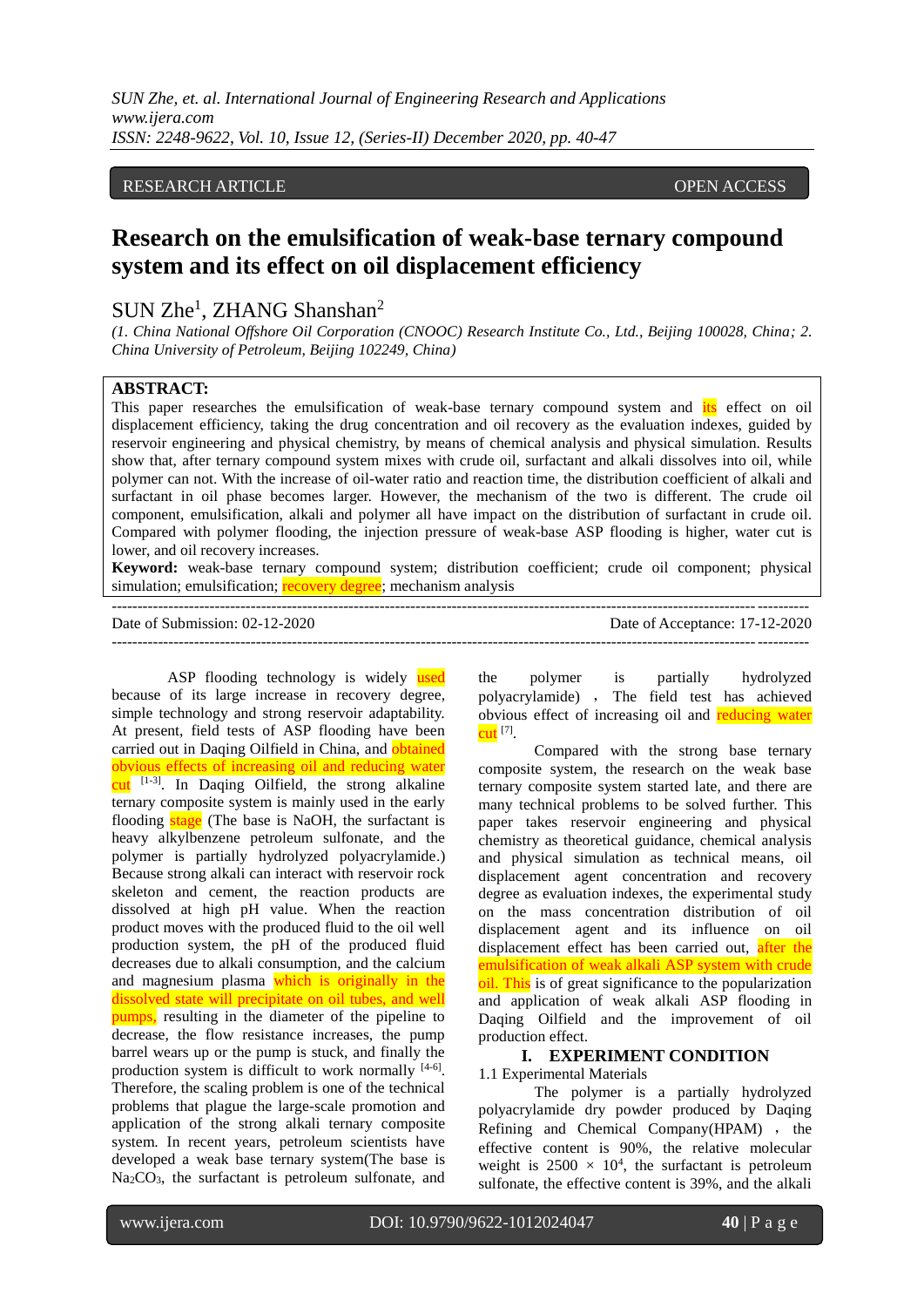RESEARCH ARTICLE OPEN ACCESS

# Research on the emulsification of weak-base ternary compound system and its effect on oil displacement efficiency

SUN Zhe[1], ZHANG Shanshan[2]

*(1. China National Offshore Oil Corporation (CNOOC) Research Institute Co., Ltd., Beijing 100028, China; 2. China University of Petroleum, Beijing 102249, China)*

**ABSTRACT:**

This paper researches the emulsification of weak-base ternary compound system and its effect on oil displacement efficiency, taking the drug concentration and oil recovery as the evaluation indexes, guided by reservoir engineering and physical chemistry, by means of chemical analysis and physical simulation. Results show that, after ternary compound system mixes with crude oil, surfactant and alkali dissolves into oil, while polymer can not. With the increase of oil-water ratio and reaction time, the distribution coefficient of alkali and surfactant in oil phase becomes larger. However, the mechanism of the two is different. The crude oil component, emulsification, alkali and polymer all have impact on the distribution of surfactant in crude oil. Compared with polymer flooding, the injection pressure of weak-base ASP flooding is higher, water cut is lower, and oil recovery increases.

**Keyword:** weak-base ternary compound system; distribution coefficient; crude oil component; physical simulation; emulsification; recovery degree; mechanism analysis

Date of Submission: 02-12-2020 Date of Acceptance: 17-12-2020

ASP flooding technology is widely used because of its large increase in recovery degree, simple technology and strong reservoir adaptability. At present, field tests of ASP flooding have been carried out in Daqing Oilfield in China, and obtained obvious effects of increasing oil and reducing water cut [1-3]. In Daqing Oilfield, the strong alkaline ternary composite system is mainly used in the early flooding stage (The base is NaOH, the surfactant is heavy alkylbenzene petroleum sulfonate, and the polymer is partially hydrolyzed polyacrylamide.) Because strong alkali can interact with reservoir rock skeleton and cement, the reaction products are dissolved at high pH value. When the reaction product moves with the produced fluid to the oil well production system, the pH of the produced fluid decreases due to alkali consumption, and the calcium and magnesium plasma which is originally in the dissolved state will precipitate on oil tubes, and well pumps, resulting in the diameter of the pipeline to decrease, the flow resistance increases, the pump barrel wears up or the pump is stuck, and finally the production system is difficult to work normally [4-6]. Therefore, the scaling problem is one of the technical problems that plague the large-scale promotion and application of the strong alkali ternary composite system. In recent years, petroleum scientists have developed a weak base ternary system(The base is $Na_2CO_3$, the surfactant is petroleum sulfonate, and the polymer is partially hydrolyzed polyacrylamide) , The field test has achieved obvious effect of increasing oil and reducing water cut [7].

Compared with the strong base ternary composite system, the research on the weak base ternary composite system started late, and there are many technical problems to be solved further. This paper takes reservoir engineering and physical chemistry as theoretical guidance, chemical analysis and physical simulation as technical means, oil displacement agent concentration and recovery degree as evaluation indexes, the experimental study on the mass concentration distribution of oil displacement agent and its influence on oil displacement effect has been carried out, after the emulsification of weak alkali ASP system with crude oil. This is of great significance to the popularization and application of weak alkali ASP flooding in Daqing Oilfield and the improvement of oil production effect.

## I. EXPERIMENT CONDITION

1.1 Experimental Materials

The polymer is a partially hydrolyzed polyacrylamide dry powder produced by Daqing Refining and Chemical Company(HPAM) , the effective content is 90%, the relative molecular weight is $2500 \times 10^4$, the surfactant is petroleum sulfonate, the effective content is 39%, and the alkali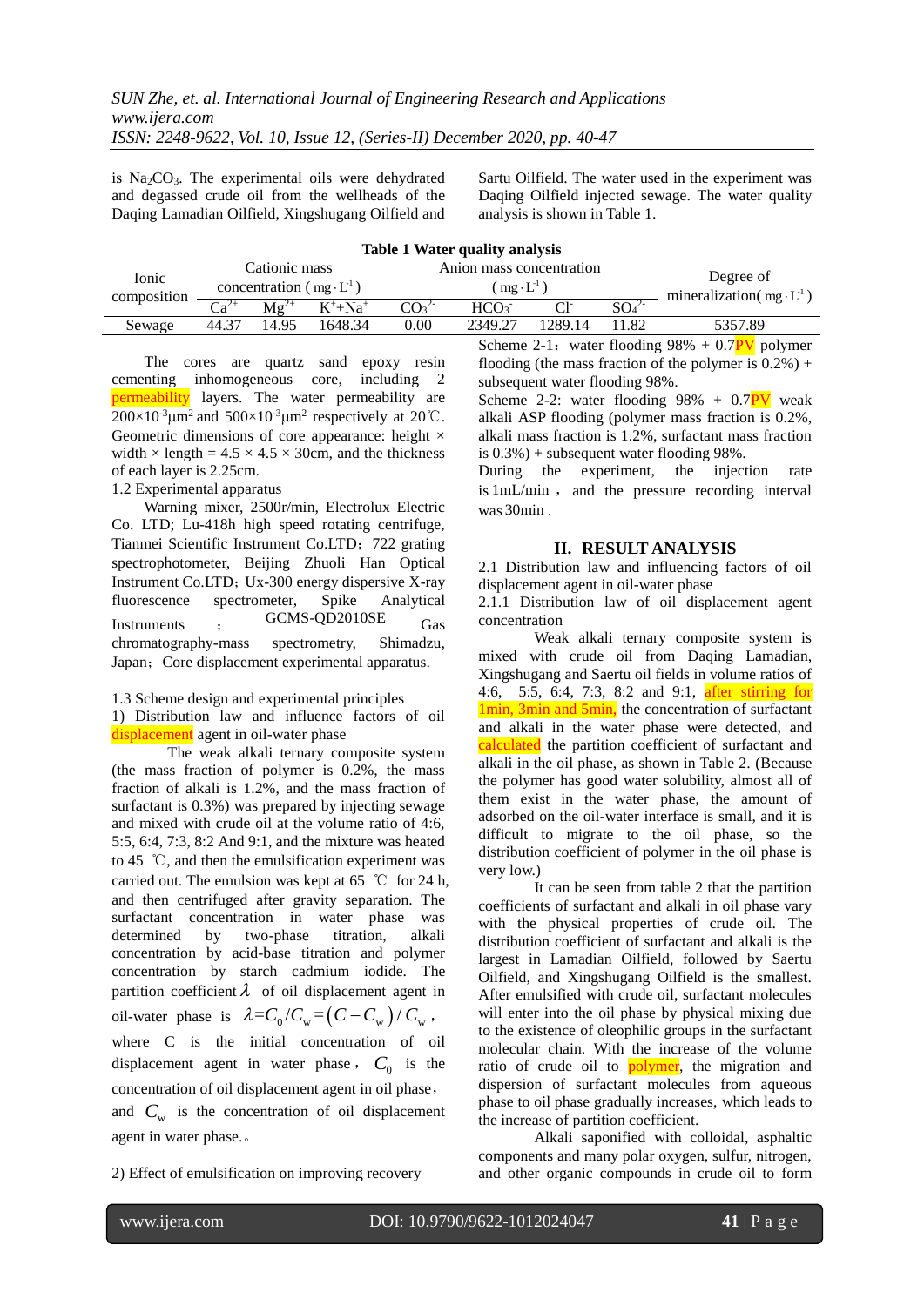is $Na_2CO_3$. The experimental oils were dehydrated and degassed crude oil from the wellheads of the Daqing Lamadian Oilfield, Xingshugang Oilfield and Sartu Oilfield. The water used in the experiment was Daqing Oilfield injected sewage. The water quality analysis is shown in Table 1.

**Table 1 Water quality analysis**

| Ionic composition | Cationic mass concentration ( $mg \cdot L^{-1}$ ) | | | Anion mass concentration ( $mg \cdot L^{-1}$ ) | | | | Degree of mineralization( $mg \cdot L^{-1}$ ) |
|---|---|---|---|---|---|---|---|---|
| | $Ca^{2+}$ | $Mg^{2+}$ | $K^{+}+Na^{+}$ | $CO_3^{2-}$ | $HCO_3^{-}$ | $Cl^{-}$ | $SO_4^{2-}$ | |
| Sewage | 44.37 | 14.95 | 1648.34 | 0.00 | 2349.27 | 1289.14 | 11.82 | 5357.89 |

The cores are quartz sand epoxy resin cementing inhomogeneous core, including 2 permeability layers. The water permeability are $200\times10^{-3}\mu m^2$ and $500\times10^{-3}\mu m^2$ respectively at 20℃. Geometric dimensions of core appearance: height × width × length = 4.5 × 4.5 × 30cm, and the thickness of each layer is 2.25cm.

1.2 Experimental apparatus

Warning mixer, 2500r/min, Electrolux Electric Co. LTD; Lu-418h high speed rotating centrifuge, Tianmei Scientific Instrument Co.LTD；722 grating spectrophotometer, Beijing Zhuoli Han Optical Instrument Co.LTD；Ux-300 energy dispersive X-ray fluorescence spectrometer, Spike Analytical Instruments ； GCMS-QD2010SE Gas chromatography-mass spectrometry, Shimadzu, Japan；Core displacement experimental apparatus.

1.3 Scheme design and experimental principles

1) Distribution law and influence factors of oil displacement agent in oil-water phase

The weak alkali ternary composite system (the mass fraction of polymer is 0.2%, the mass fraction of alkali is 1.2%, and the mass fraction of surfactant is 0.3%) was prepared by injecting sewage and mixed with crude oil at the volume ratio of 4:6, 5:5, 6:4, 7:3, 8:2 And 9:1, and the mixture was heated to 45 ℃, and then the emulsification experiment was carried out. The emulsion was kept at 65 ℃ for 24 h, and then centrifuged after gravity separation. The surfactant concentration in water phase was determined by two-phase titration, alkali concentration by acid-base titration and polymer concentration by starch cadmium iodide. The partition coefficient $\lambda$ of oil displacement agent in oil-water phase is $\lambda = C_0/C_w = (C - C_w)/C_w$, where C is the initial concentration of oil displacement agent in water phase, $C_0$ is the concentration of oil displacement agent in oil phase, and $C_w$ is the concentration of oil displacement agent in water phase.。

2) Effect of emulsification on improving recovery

Scheme 2-1：water flooding 98% + 0.7PV polymer flooding (the mass fraction of the polymer is 0.2%) + subsequent water flooding 98%.

Scheme 2-2: water flooding 98% + 0.7PV weak alkali ASP flooding (polymer mass fraction is 0.2%, alkali mass fraction is 1.2%, surfactant mass fraction is 0.3%) + subsequent water flooding 98%.

During the experiment, the injection rate is 1mL/min ， and the pressure recording interval was 30min .

## II. RESULT ANALYSIS

2.1 Distribution law and influencing factors of oil displacement agent in oil-water phase

2.1.1 Distribution law of oil displacement agent concentration

Weak alkali ternary composite system is mixed with crude oil from Daqing Lamadian, Xingshugang and Saertu oil fields in volume ratios of 4:6, 5:5, 6:4, 7:3, 8:2 and 9:1, after stirring for 1min, 3min and 5min, the concentration of surfactant and alkali in the water phase were detected, and calculated the partition coefficient of surfactant and alkali in the oil phase, as shown in Table 2. (Because the polymer has good water solubility, almost all of them exist in the water phase, the amount of adsorbed on the oil-water interface is small, and it is difficult to migrate to the oil phase, so the distribution coefficient of polymer in the oil phase is very low.)

It can be seen from table 2 that the partition coefficients of surfactant and alkali in oil phase vary with the physical properties of crude oil. The distribution coefficient of surfactant and alkali is the largest in Lamadian Oilfield, followed by Saertu Oilfield, and Xingshugang Oilfield is the smallest. After emulsified with crude oil, surfactant molecules will enter into the oil phase by physical mixing due to the existence of oleophilic groups in the surfactant molecular chain. With the increase of the volume ratio of crude oil to polymer, the migration and dispersion of surfactant molecules from aqueous phase to oil phase gradually increases, which leads to the increase of partition coefficient.

Alkali saponified with colloidal, asphaltic components and many polar oxygen, sulfur, nitrogen, and other organic compounds in crude oil to form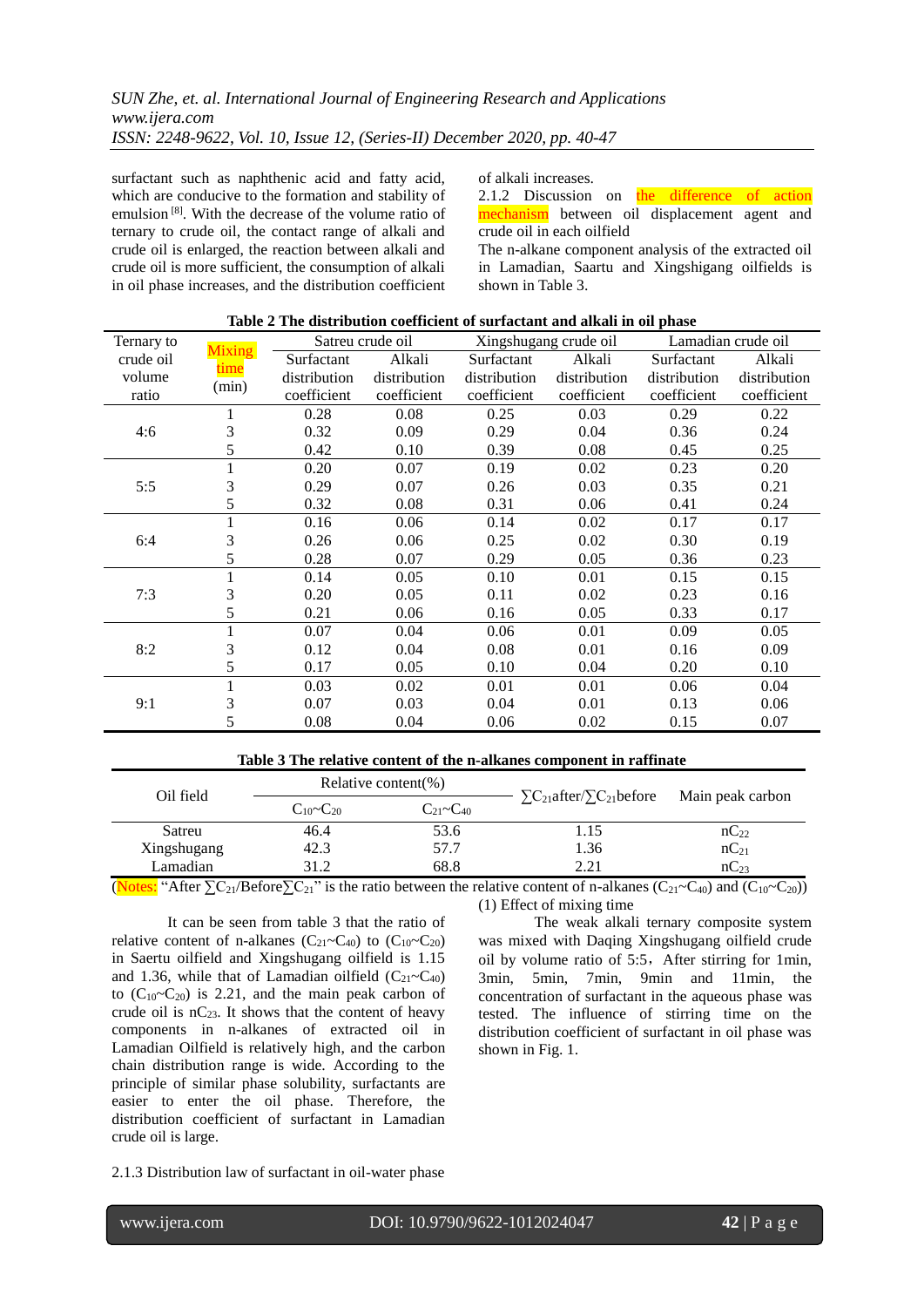surfactant such as naphthenic acid and fatty acid, which are conducive to the formation and stability of emulsion [8]. With the decrease of the volume ratio of ternary to crude oil, the contact range of alkali and crude oil is enlarged, the reaction between alkali and crude oil is more sufficient, the consumption of alkali in oil phase increases, and the distribution coefficient of alkali increases.

2.1.2 Discussion on the difference of action mechanism between oil displacement agent and crude oil in each oilfield

The n-alkane component analysis of the extracted oil in Lamadian, Saartu and Xingshigang oilfields is shown in Table 3.

**Table 2 The distribution coefficient of surfactant and alkali in oil phase**

| Ternary to crude oil volume ratio | Mixing time (min) | Satreu crude oil | | Xingshugang crude oil | | Lamadian crude oil | |
|---|---|---|---|---|---|---|---|
| | | Surfactant distribution coefficient | Alkali distribution coefficient | Surfactant distribution coefficient | Alkali distribution coefficient | Surfactant distribution coefficient | Alkali distribution coefficient |
| 4:6 | 1 | 0.28 | 0.08 | 0.25 | 0.03 | 0.29 | 0.22 |
| | 3 | 0.32 | 0.09 | 0.29 | 0.04 | 0.36 | 0.24 |
| | 5 | 0.42 | 0.10 | 0.39 | 0.08 | 0.45 | 0.25 |
| 5:5 | 1 | 0.20 | 0.07 | 0.19 | 0.02 | 0.23 | 0.20 |
| | 3 | 0.29 | 0.07 | 0.26 | 0.03 | 0.35 | 0.21 |
| | 5 | 0.32 | 0.08 | 0.31 | 0.06 | 0.41 | 0.24 |
| 6:4 | 1 | 0.16 | 0.06 | 0.14 | 0.02 | 0.17 | 0.17 |
| | 3 | 0.26 | 0.06 | 0.25 | 0.02 | 0.30 | 0.19 |
| | 5 | 0.28 | 0.07 | 0.29 | 0.05 | 0.36 | 0.23 |
| 7:3 | 1 | 0.14 | 0.05 | 0.10 | 0.01 | 0.15 | 0.15 |
| | 3 | 0.20 | 0.05 | 0.11 | 0.02 | 0.23 | 0.16 |
| | 5 | 0.21 | 0.06 | 0.16 | 0.05 | 0.33 | 0.17 |
| 8:2 | 1 | 0.07 | 0.04 | 0.06 | 0.01 | 0.09 | 0.05 |
| | 3 | 0.12 | 0.04 | 0.08 | 0.01 | 0.16 | 0.09 |
| | 5 | 0.17 | 0.05 | 0.10 | 0.04 | 0.20 | 0.10 |
| 9:1 | 1 | 0.03 | 0.02 | 0.01 | 0.01 | 0.06 | 0.04 |
| | 3 | 0.07 | 0.03 | 0.04 | 0.01 | 0.13 | 0.06 |
| | 5 | 0.08 | 0.04 | 0.06 | 0.02 | 0.15 | 0.07 |

**Table 3 The relative content of the n-alkanes component in raffinate**

| Oil field | Relative content(%) | | $\sum C_{21}$after/$\sum C_{21}$before | Main peak carbon |
|---|---|---|---|---|
| | $C_{10}$~$C_{20}$ | $C_{21}$~$C_{40}$ | | |
| Satreu | 46.4 | 53.6 | 1.15 | $nC_{22}$ |
| Xingshugang | 42.3 | 57.7 | 1.36 | $nC_{21}$ |
| Lamadian | 31.2 | 68.8 | 2.21 | $nC_{23}$ |

(Notes: "After $\sum C_{21}$/Before$\sum C_{21}$" is the ratio between the relative content of n-alkanes ($C_{21}$~$C_{40}$) and ($C_{10}$~$C_{20}$))

It can be seen from table 3 that the ratio of relative content of n-alkanes ($C_{21}$~$C_{40}$) to ($C_{10}$~$C_{20}$) in Saertu oilfield and Xingshugang oilfield is 1.15 and 1.36, while that of Lamadian oilfield ($C_{21}$~$C_{40}$) to ($C_{10}$~$C_{20}$) is 2.21, and the main peak carbon of crude oil is $nC_{23}$. It shows that the content of heavy components in n-alkanes of extracted oil in Lamadian Oilfield is relatively high, and the carbon chain distribution range is wide. According to the principle of similar phase solubility, surfactants are easier to enter the oil phase. Therefore, the distribution coefficient of surfactant in Lamadian crude oil is large.

2.1.3 Distribution law of surfactant in oil-water phase

(1) Effect of mixing time

The weak alkali ternary composite system was mixed with Daqing Xingshugang oilfield crude oil by volume ratio of 5:5，After stirring for 1min, 3min, 5min, 7min, 9min and 11min, the concentration of surfactant in the aqueous phase was tested. The influence of stirring time on the distribution coefficient of surfactant in oil phase was shown in Fig. 1.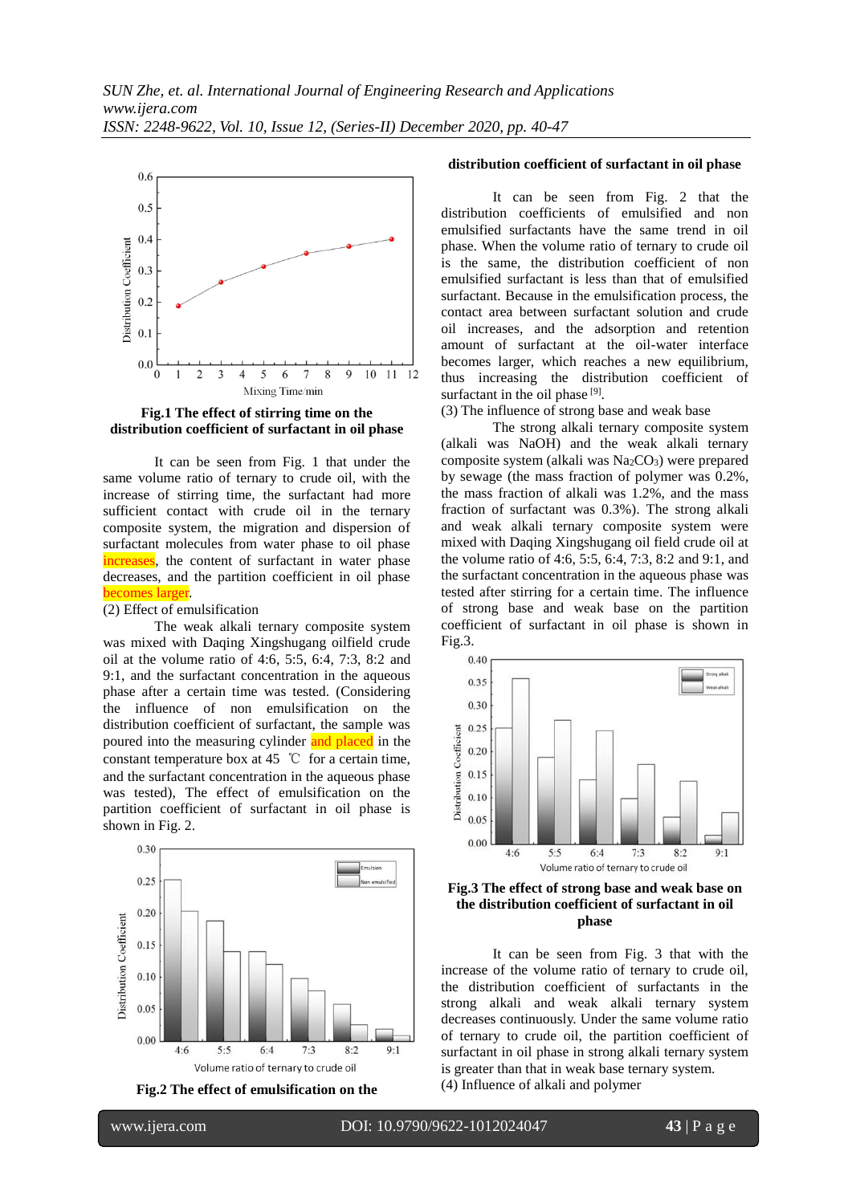**Fig.1 The effect of stirring time on the distribution coefficient of surfactant in oil phase**

It can be seen from Fig. 1 that under the same volume ratio of ternary to crude oil, with the increase of stirring time, the surfactant had more sufficient contact with crude oil in the ternary composite system, the migration and dispersion of surfactant molecules from water phase to oil phase increases, the content of surfactant in water phase decreases, and the partition coefficient in oil phase becomes larger.

(2) Effect of emulsification

The weak alkali ternary composite system was mixed with Daqing Xingshugang oilfield crude oil at the volume ratio of 4:6, 5:5, 6:4, 7:3, 8:2 and 9:1, and the surfactant concentration in the aqueous phase after a certain time was tested. (Considering the influence of non emulsification on the distribution coefficient of surfactant, the sample was poured into the measuring cylinder and placed in the constant temperature box at 45 ℃ for a certain time, and the surfactant concentration in the aqueous phase was tested), The effect of emulsification on the partition coefficient of surfactant in oil phase is shown in Fig. 2.

**Fig.2 The effect of emulsification on the distribution coefficient of surfactant in oil phase**

It can be seen from Fig. 2 that the distribution coefficients of emulsified and non emulsified surfactants have the same trend in oil phase. When the volume ratio of ternary to crude oil is the same, the distribution coefficient of non emulsified surfactant is less than that of emulsified surfactant. Because in the emulsification process, the contact area between surfactant solution and crude oil increases, and the adsorption and retention amount of surfactant at the oil-water interface becomes larger, which reaches a new equilibrium, thus increasing the distribution coefficient of surfactant in the oil phase [9].

(3) The influence of strong base and weak base

The strong alkali ternary composite system (alkali was NaOH) and the weak alkali ternary composite system (alkali was $Na_2CO_3$) were prepared by sewage (the mass fraction of polymer was 0.2%, the mass fraction of alkali was 1.2%, and the mass fraction of surfactant was 0.3%). The strong alkali and weak alkali ternary composite system were mixed with Daqing Xingshugang oil field crude oil at the volume ratio of 4:6, 5:5, 6:4, 7:3, 8:2 and 9:1, and the surfactant concentration in the aqueous phase was tested after stirring for a certain time. The influence of strong base and weak base on the partition coefficient of surfactant in oil phase is shown in Fig.3.

**Fig.3 The effect of strong base and weak base on the distribution coefficient of surfactant in oil phase**

It can be seen from Fig. 3 that with the increase of the volume ratio of ternary to crude oil, the distribution coefficient of surfactants in the strong alkali and weak alkali ternary system decreases continuously. Under the same volume ratio of ternary to crude oil, the partition coefficient of surfactant in oil phase in strong alkali ternary system is greater than that in weak base ternary system.

(4) Influence of alkali and polymer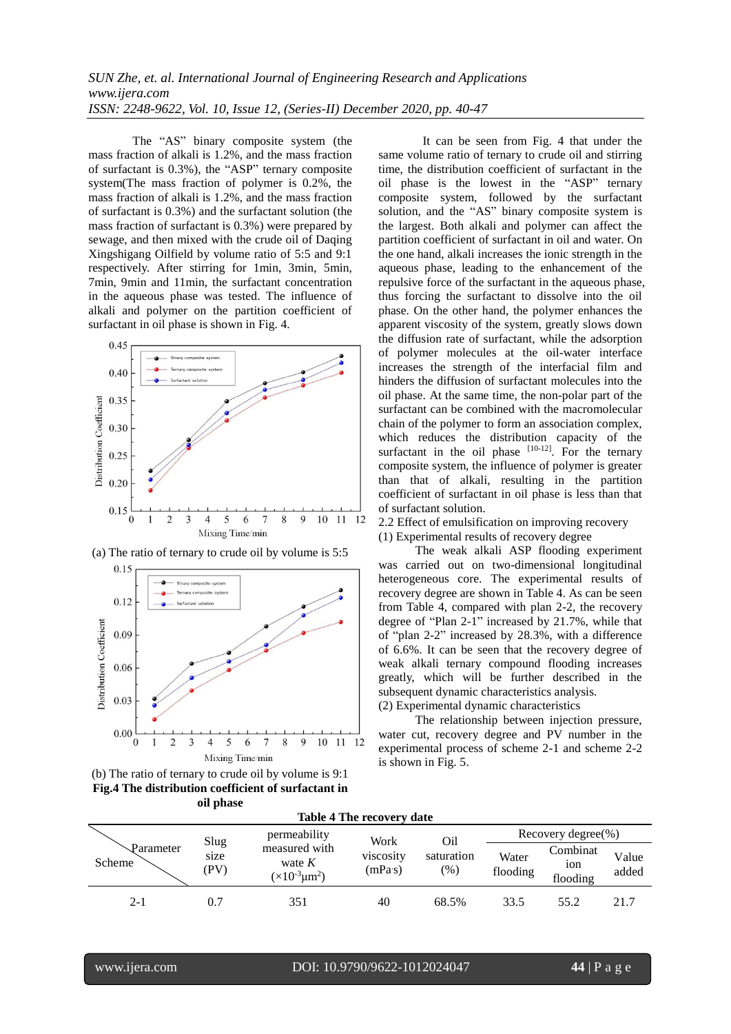The "AS" binary composite system (the mass fraction of alkali is 1.2%, and the mass fraction of surfactant is 0.3%), the "ASP" ternary composite system(The mass fraction of polymer is 0.2%, the mass fraction of alkali is 1.2%, and the mass fraction of surfactant is 0.3%) and the surfactant solution (the mass fraction of surfactant is 0.3%) were prepared by sewage, and then mixed with the crude oil of Daqing Xingshigang Oilfield by volume ratio of 5:5 and 9:1 respectively. After stirring for 1min, 3min, 5min, 7min, 9min and 11min, the surfactant concentration in the aqueous phase was tested. The influence of alkali and polymer on the partition coefficient of surfactant in oil phase is shown in Fig. 4.

(a) The ratio of ternary to crude oil by volume is 5:5

(b) The ratio of ternary to crude oil by volume is 9:1

**Fig.4 The distribution coefficient of surfactant in oil phase**

It can be seen from Fig. 4 that under the same volume ratio of ternary to crude oil and stirring time, the distribution coefficient of surfactant in the oil phase is the lowest in the "ASP" ternary composite system, followed by the surfactant solution, and the "AS" binary composite system is the largest. Both alkali and polymer can affect the partition coefficient of surfactant in oil and water. On the one hand, alkali increases the ionic strength in the aqueous phase, leading to the enhancement of the repulsive force of the surfactant in the aqueous phase, thus forcing the surfactant to dissolve into the oil phase. On the other hand, the polymer enhances the apparent viscosity of the system, greatly slows down the diffusion rate of surfactant, while the adsorption of polymer molecules at the oil-water interface increases the strength of the interfacial film and hinders the diffusion of surfactant molecules into the oil phase. At the same time, the non-polar part of the surfactant can be combined with the macromolecular chain of the polymer to form an association complex, which reduces the distribution capacity of the surfactant in the oil phase [10-12]. For the ternary composite system, the influence of polymer is greater than that of alkali, resulting in the partition coefficient of surfactant in oil phase is less than that of surfactant solution.

## 2.2 Effect of emulsification on improving recovery

(1) Experimental results of recovery degree

The weak alkali ASP flooding experiment was carried out on two-dimensional longitudinal heterogeneous core. The experimental results of recovery degree are shown in Table 4. As can be seen from Table 4, compared with plan 2-2, the recovery degree of "Plan 2-1" increased by 21.7%, while that of "plan 2-2" increased by 28.3%, with a difference of 6.6%. It can be seen that the recovery degree of weak alkali ternary compound flooding increases greatly, which will be further described in the subsequent dynamic characteristics analysis.

(2) Experimental dynamic characteristics

The relationship between injection pressure, water cut, recovery degree and PV number in the experimental process of scheme 2-1 and scheme 2-2 is shown in Fig. 5.

**Table 4 The recovery date**

| Parameter / Scheme | Slug size (PV) | permeability measured with wate $K$ ($\times10^{-3}\mu m^2$) | Work viscosity (mPa·s) | Oil saturation (%) | Recovery degree(%) | | |
|---|---|---|---|---|---|---|---|
| | | | | | Water flooding | Combination flooding | Value added |
| 2-1 | 0.7 | 351 | 40 | 68.5% | 33.5 | 55.2 | 21.7 |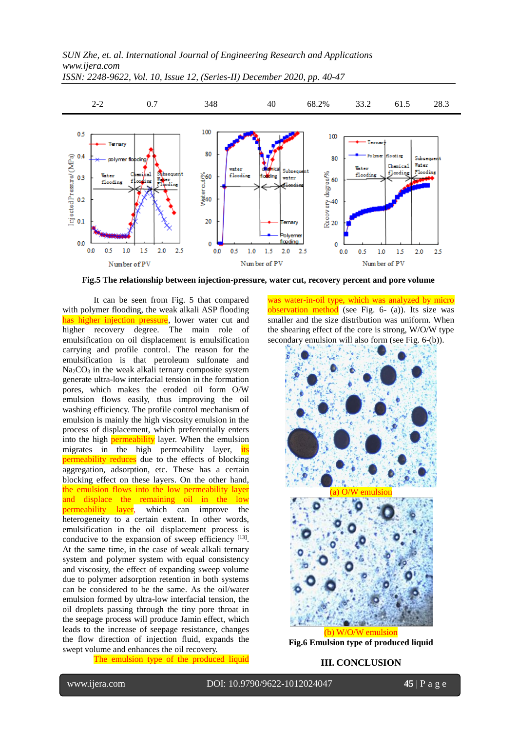| 2-2 | 0.7 | 348 | 40 | 68.2% | 33.2 | 61.5 | 28.3 |
|---|---|---|---|---|---|---|---|

**Fig.5 The relationship between injection-pressure, water cut, recovery percent and pore volume**

It can be seen from Fig. 5 that compared with polymer flooding, the weak alkali ASP flooding has higher injection pressure, lower water cut and higher recovery degree. The main role of emulsification on oil displacement is emulsification carrying and profile control. The reason for the emulsification is that petroleum sulfonate and $Na_2CO_3$ in the weak alkali ternary composite system generate ultra-low interfacial tension in the formation pores, which makes the eroded oil form O/W emulsion flows easily, thus improving the oil washing efficiency. The profile control mechanism of emulsion is mainly the high viscosity emulsion in the process of displacement, which preferentially enters into the high permeability layer. When the emulsion migrates in the high permeability layer, its permeability reduces due to the effects of blocking aggregation, adsorption, etc. These has a certain blocking effect on these layers. On the other hand, the emulsion flows into the low permeability layer and displace the remaining oil in the low permeability layer, which can improve the heterogeneity to a certain extent. In other words, emulsification in the oil displacement process is conducive to the expansion of sweep efficiency [13]. At the same time, in the case of weak alkali ternary system and polymer system with equal consistency and viscosity, the effect of expanding sweep volume due to polymer adsorption retention in both systems can be considered to be the same. As the oil/water emulsion formed by ultra-low interfacial tension, the oil droplets passing through the tiny pore throat in the seepage process will produce Jamin effect, which leads to the increase of seepage resistance, changes the flow direction of injection fluid, expands the swept volume and enhances the oil recovery.

The emulsion type of the produced liquid was water-in-oil type, which was analyzed by micro observation method (see Fig. 6- (a)). Its size was smaller and the size distribution was uniform. When the shearing effect of the core is strong, W/O/W type secondary emulsion will also form (see Fig. 6-(b)).

(a) O/W emulsion

(b) W/O/W emulsion

**Fig.6 Emulsion type of produced liquid**

## III. CONCLUSION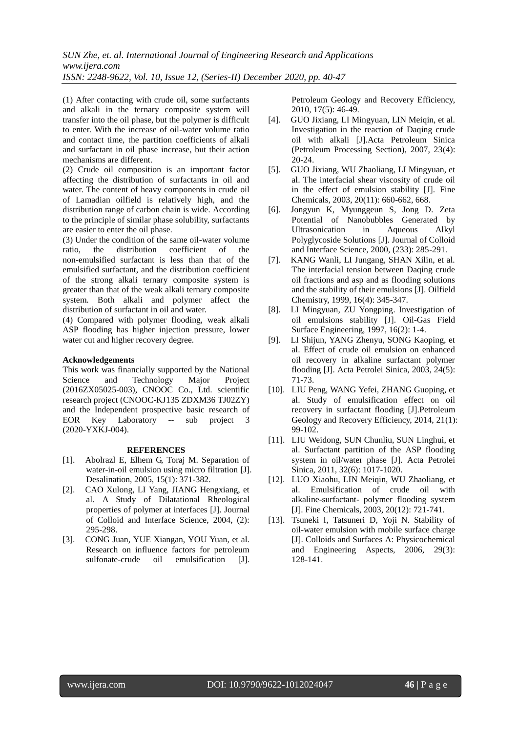(1) After contacting with crude oil, some surfactants and alkali in the ternary composite system will transfer into the oil phase, but the polymer is difficult to enter. With the increase of oil-water volume ratio and contact time, the partition coefficients of alkali and surfactant in oil phase increase, but their action mechanisms are different.

(2) Crude oil composition is an important factor affecting the distribution of surfactants in oil and water. The content of heavy components in crude oil of Lamadian oilfield is relatively high, and the distribution range of carbon chain is wide. According to the principle of similar phase solubility, surfactants are easier to enter the oil phase.

(3) Under the condition of the same oil-water volume ratio, the distribution coefficient of the non-emulsified surfactant is less than that of the emulsified surfactant, and the distribution coefficient of the strong alkali ternary composite system is greater than that of the weak alkali ternary composite system. Both alkali and polymer affect the distribution of surfactant in oil and water.

(4) Compared with polymer flooding, weak alkali ASP flooding has higher injection pressure, lower water cut and higher recovery degree.

**Acknowledgements**

This work was financially supported by the National Science and Technology Major Project (2016ZX05025-003), CNOOC Co., Ltd. scientific research project (CNOOC-KJ135 ZDXM36 TJ02ZY) and the Independent prospective basic research of EOR Key Laboratory -- sub project 3 (2020-YXKJ-004).

**REFERENCES**

[1]. Abolrazl E, Elhem G, Toraj M. Separation of water-in-oil emulsion using micro filtration [J]. Desalination, 2005, 15(1): 371-382.

[2]. CAO Xulong, LI Yang, JIANG Hengxiang, et al. A Study of Dilatational Rheological properties of polymer at interfaces [J]. Journal of Colloid and Interface Science, 2004, (2): 295-298.

[3]. CONG Juan, YUE Xiangan, YOU Yuan, et al. Research on influence factors for petroleum sulfonate-crude oil emulsification [J]. Petroleum Geology and Recovery Efficiency, 2010, 17(5): 46-49.

[4]. GUO Jixiang, LI Mingyuan, LIN Meiqin, et al. Investigation in the reaction of Daqing crude oil with alkali [J].Acta Petroleum Sinica (Petroleum Processing Section), 2007, 23(4): 20-24.

[5]. GUO Jixiang, WU Zhaoliang, LI Mingyuan, et al. The interfacial shear viscosity of crude oil in the effect of emulsion stability [J]. Fine Chemicals, 2003, 20(11): 660-662, 668.

[6]. Jongyun K, Myunggeun S, Jong D. Zeta Potential of Nanobubbles Generated by Ultrasonication in Aqueous Alkyl Polyglycoside Solutions [J]. Journal of Colloid and Interface Science, 2000, (233): 285-291.

[7]. KANG Wanli, LI Jungang, SHAN Xilin, et al. The interfacial tension between Daqing crude oil fractions and asp and as flooding solutions and the stability of their emulsions [J]. Oilfield Chemistry, 1999, 16(4): 345-347.

[8]. LI Mingyuan, ZU Yongping. Investigation of oil emulsions stability [J]. Oil-Gas Field Surface Engineering, 1997, 16(2): 1-4.

[9]. LI Shijun, YANG Zhenyu, SONG Kaoping, et al. Effect of crude oil emulsion on enhanced oil recovery in alkaline surfactant polymer flooding [J]. Acta Petrolei Sinica, 2003, 24(5): 71-73.

[10]. LIU Peng, WANG Yefei, ZHANG Guoping, et al. Study of emulsification effect on oil recovery in surfactant flooding [J].Petroleum Geology and Recovery Efficiency, 2014, 21(1): 99-102.

[11]. LIU Weidong, SUN Chunliu, SUN Linghui, et al. Surfactant partition of the ASP flooding system in oil/water phase [J]. Acta Petrolei Sinica, 2011, 32(6): 1017-1020.

[12]. LUO Xiaohu, LIN Meiqin, WU Zhaoliang, et al. Emulsification of crude oil with alkaline-surfactant- polymer flooding system [J]. Fine Chemicals, 2003, 20(12): 721-741.

[13]. Tsuneki I, Tatsuneri D, Yoji N. Stability of oil-water emulsion with mobile surface charge [J]. Colloids and Surfaces A: Physicochemical and Engineering Aspects, 2006, 29(3): 128-141.